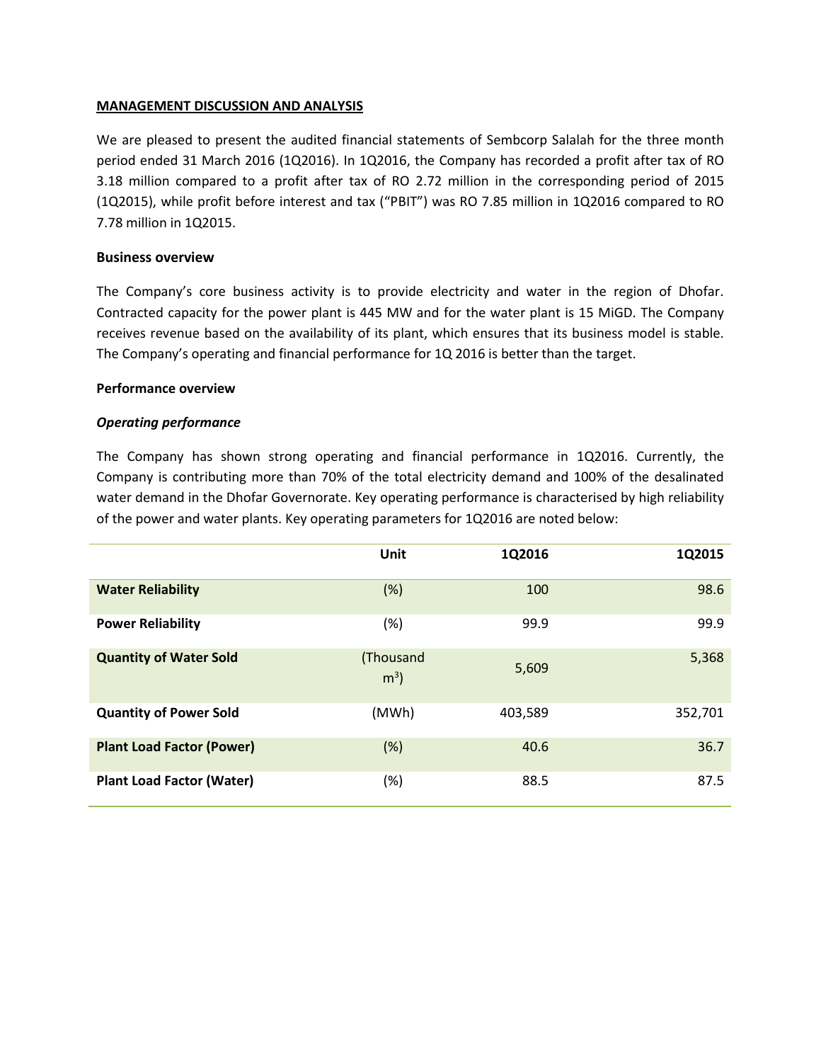## MANAGEMENT DISCUSSION AND ANALYSIS

We are pleased to present the audited financial statements of Sembcorp Salalah for the three month period ended 31 March 2016 (1Q2016). In 1Q2016, the Company has recorded a profit after tax of RO 3.18 million compared to a profit after tax of RO 2.72 million in the corresponding period of 2015 (1Q2015), while profit before interest and tax ("PBIT") was RO 7.85 million in 1Q2016 compared to RO 7.78 million in 1Q2015.

### Business overview

The Company's core business activity is to provide electricity and water in the region of Dhofar. Contracted capacity for the power plant is 445 MW and for the water plant is 15 MiGD. The Company receives revenue based on the availability of its plant, which ensures that its business model is stable. The Company's operating and financial performance for 1Q 2016 is better than the target.

### Performance overview

#### *Operating performance*

The Company has shown strong operating and financial performance in 1Q2016. Currently, the Company is contributing more than 70% of the total electricity demand and 100% of the desalinated water demand in the Dhofar Governorate. Key operating performance is characterised by high reliability of the power and water plants. Key operating parameters for 1Q2016 are noted below:

| | Unit | 1Q2016 | 1Q2015 |
|---|---|---|---|
| **Water Reliability** | (%) | 100 | 98.6 |
| **Power Reliability** | (%) | 99.9 | 99.9 |
| **Quantity of Water Sold** | (Thousand $m^3$) | 5,609 | 5,368 |
| **Quantity of Power Sold** | (MWh) | 403,589 | 352,701 |
| **Plant Load Factor (Power)** | (%) | 40.6 | 36.7 |
| **Plant Load Factor (Water)** | (%) | 88.5 | 87.5 |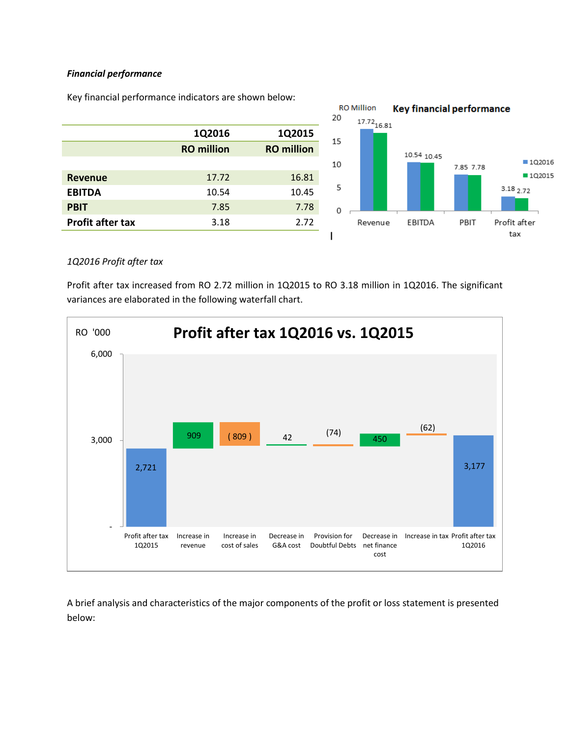***Financial performance***

Key financial performance indicators are shown below:

| | 1Q2016 | 1Q2015 |
|---|---|---|
| | RO million | RO million |
| **Revenue** | 17.72 | 16.81 |
| **EBITDA** | 10.54 | 10.45 |
| **PBIT** | 7.85 | 7.78 |
| **Profit after tax** | 3.18 | 2.72 |

*1Q2016 Profit after tax*

Profit after tax increased from RO 2.72 million in 1Q2015 to RO 3.18 million in 1Q2016. The significant variances are elaborated in the following waterfall chart.

**Profit after tax 1Q2016 vs. 1Q2015** (RO '000)

| Item | RO '000 |
|---|---|
| Profit after tax 1Q2015 | 2,721 |
| Increase in revenue | 909 |
| Increase in cost of sales | (809) |
| Decrease in G&A cost | 42 |
| Provision for Doubtful Debts | (74) |
| Decrease in net finance cost | 450 |
| Increase in tax | (62) |
| Profit after tax 1Q2016 | 3,177 |

A brief analysis and characteristics of the major components of the profit or loss statement is presented below: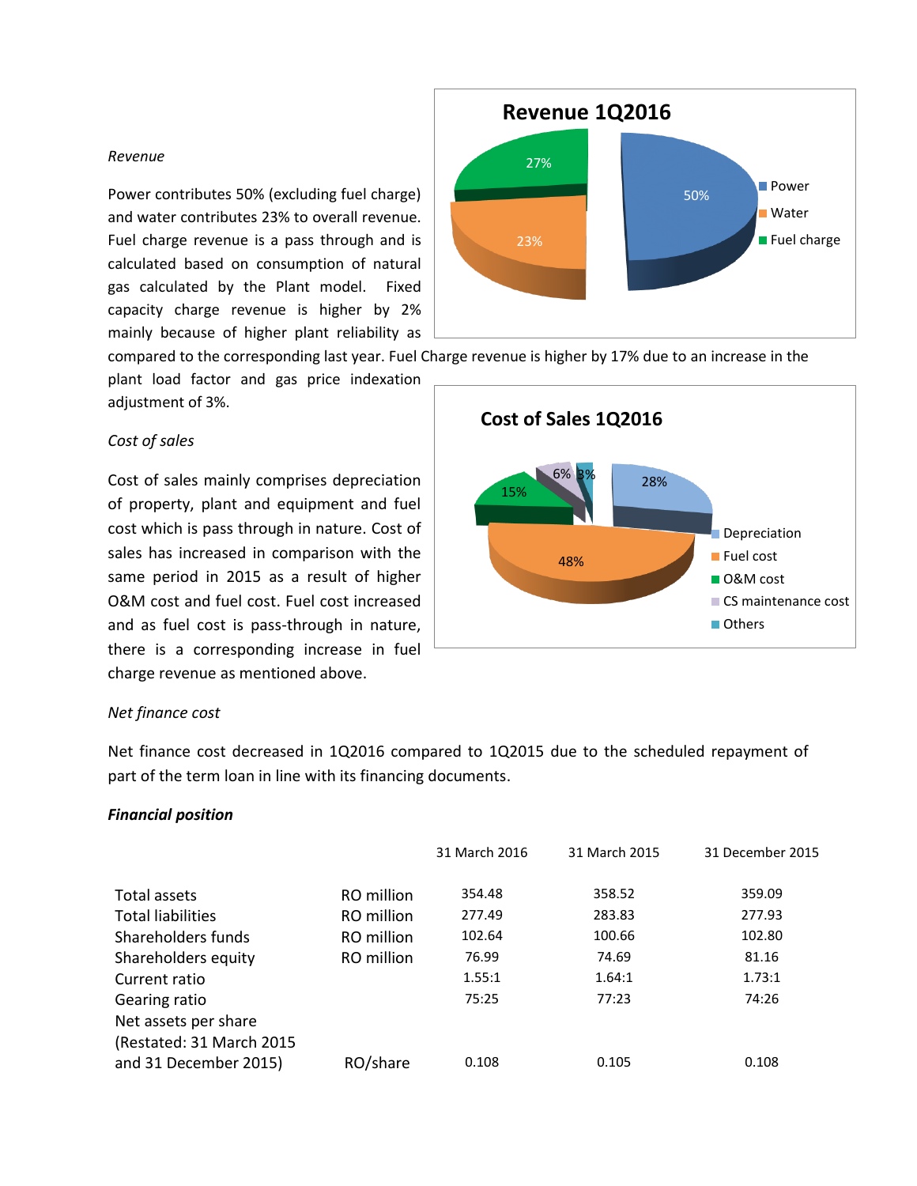*Revenue*

Power contributes 50% (excluding fuel charge) and water contributes 23% to overall revenue. Fuel charge revenue is a pass through and is calculated based on consumption of natural gas calculated by the Plant model. Fixed capacity charge revenue is higher by 2% mainly because of higher plant reliability as compared to the corresponding last year. Fuel Charge revenue is higher by 17% due to an increase in the plant load factor and gas price indexation adjustment of 3%.

**Revenue 1Q2016**

- Power: 50%
- Water: 23%
- Fuel charge: 27%

*Cost of sales*

Cost of sales mainly comprises depreciation of property, plant and equipment and fuel cost which is pass through in nature. Cost of sales has increased in comparison with the same period in 2015 as a result of higher O&M cost and fuel cost. Fuel cost increased and as fuel cost is pass-through in nature, there is a corresponding increase in fuel charge revenue as mentioned above.

**Cost of Sales 1Q2016**

- Depreciation: 28%
- Fuel cost: 48%
- O&M cost: 15%
- CS maintenance cost: 6%
- Others: 3%

*Net finance cost*

Net finance cost decreased in 1Q2016 compared to 1Q2015 due to the scheduled repayment of part of the term loan in line with its financing documents.

***Financial position***

| | | 31 March 2016 | 31 March 2015 | 31 December 2015 |
|---|---|---|---|---|
| Total assets | RO million | 354.48 | 358.52 | 359.09 |
| Total liabilities | RO million | 277.49 | 283.83 | 277.93 |
| Shareholders funds | RO million | 102.64 | 100.66 | 102.80 |
| Shareholders equity | RO million | 76.99 | 74.69 | 81.16 |
| Current ratio | | 1.55:1 | 1.64:1 | 1.73:1 |
| Gearing ratio | | 75:25 | 77:23 | 74:26 |
| Net assets per share (Restated: 31 March 2015 and 31 December 2015) | RO/share | 0.108 | 0.105 | 0.108 |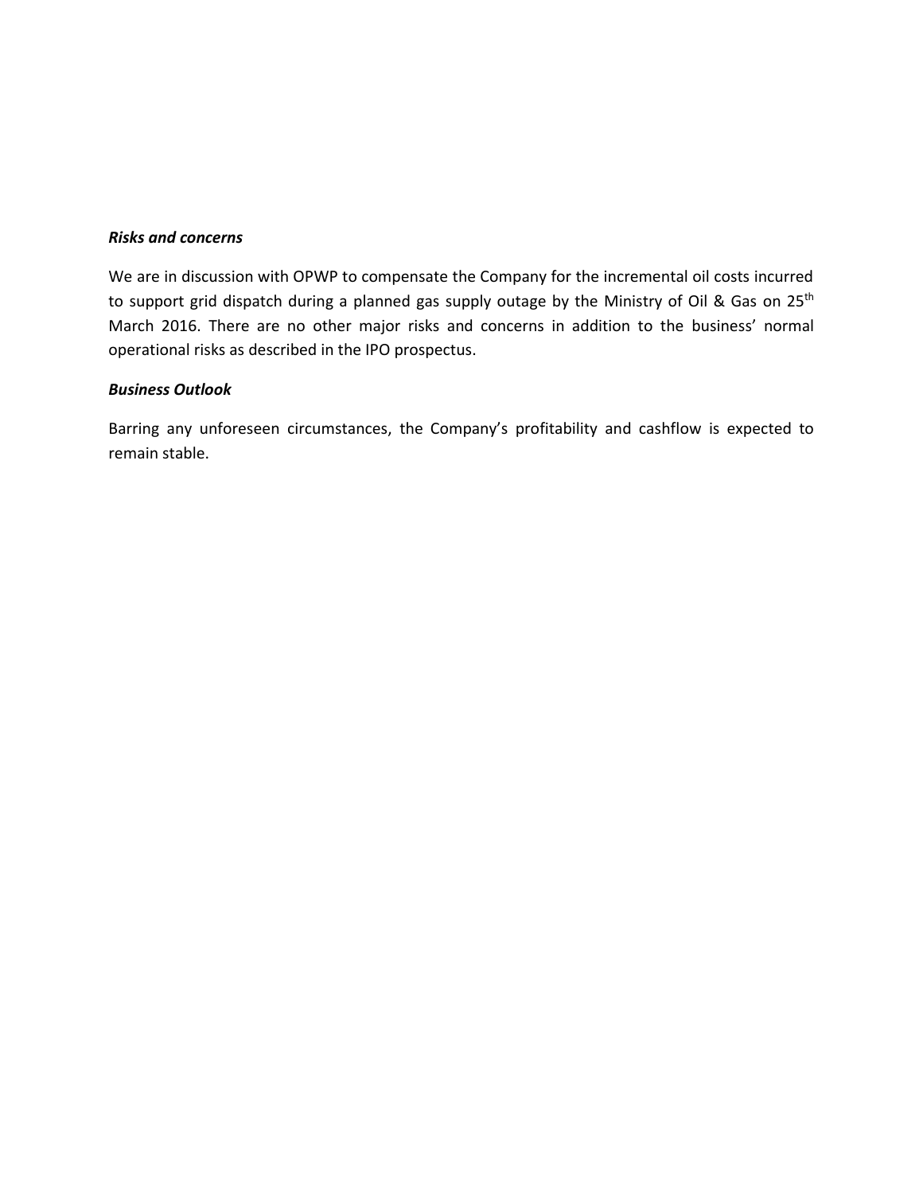***Risks and concerns***

We are in discussion with OPWP to compensate the Company for the incremental oil costs incurred to support grid dispatch during a planned gas supply outage by the Ministry of Oil & Gas on 25th March 2016. There are no other major risks and concerns in addition to the business' normal operational risks as described in the IPO prospectus.

***Business Outlook***

Barring any unforeseen circumstances, the Company's profitability and cashflow is expected to remain stable.